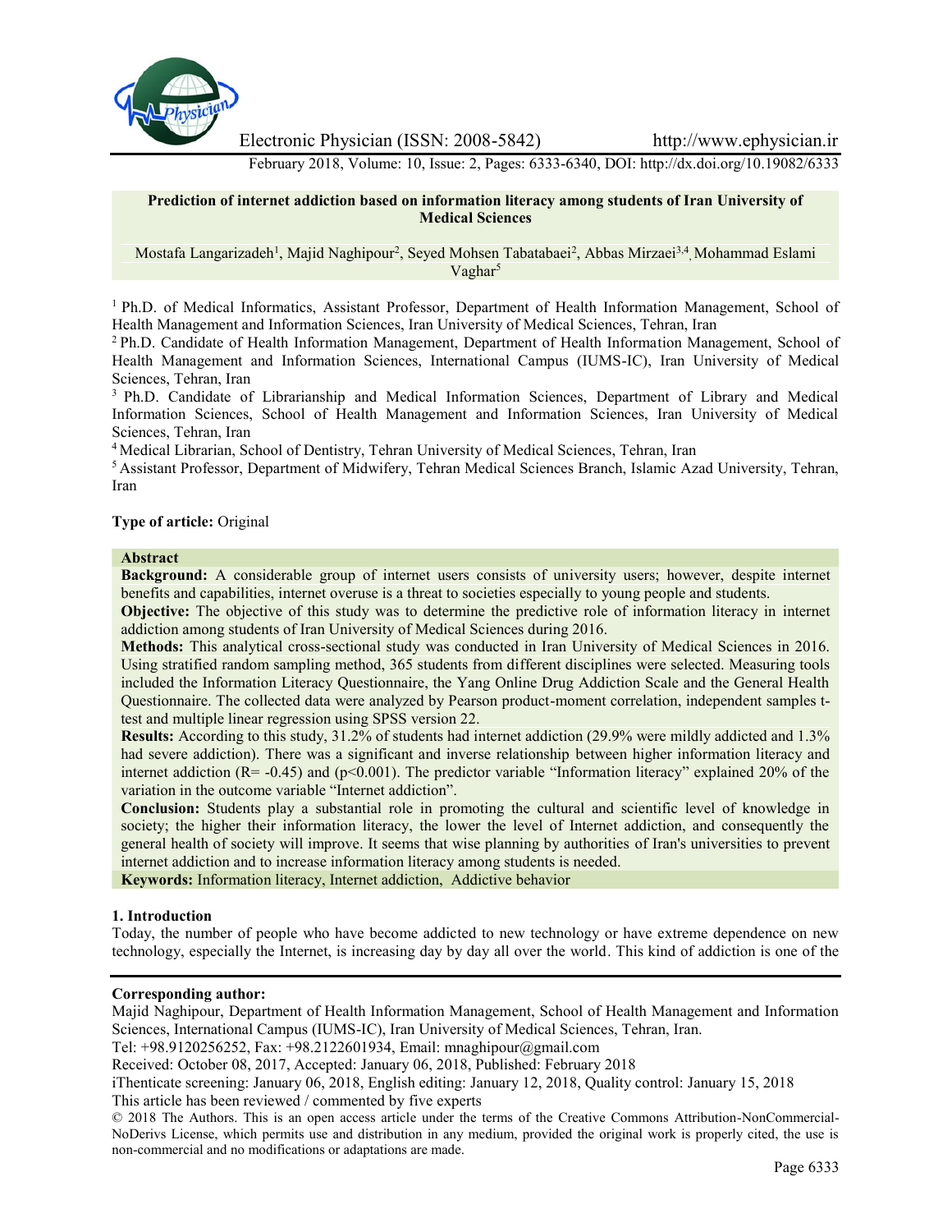Electronic Physician (ISSN: 2008-5842) http://www.ephysician.ir

February 2018, Volume: 10, Issue: 2, Pages: 6333-6340, DOI: http://dx.doi.org/10.19082/6333

# Prediction of internet addiction based on information literacy among students of Iran University of Medical Sciences

Mostafa Langarizadeh[1], Majid Naghipour[2], Seyed Mohsen Tabatabaei[2], Abbas Mirzaei[3,4], Mohammad Eslami Vaghar[5]

[1] Ph.D. of Medical Informatics, Assistant Professor, Department of Health Information Management, School of Health Management and Information Sciences, Iran University of Medical Sciences, Tehran, Iran

[2] Ph.D. Candidate of Health Information Management, Department of Health Information Management, School of Health Management and Information Sciences, International Campus (IUMS-IC), Iran University of Medical Sciences, Tehran, Iran

[3] Ph.D. Candidate of Librarianship and Medical Information Sciences, Department of Library and Medical Information Sciences, School of Health Management and Information Sciences, Iran University of Medical Sciences, Tehran, Iran

[4] Medical Librarian, School of Dentistry, Tehran University of Medical Sciences, Tehran, Iran

[5] Assistant Professor, Department of Midwifery, Tehran Medical Sciences Branch, Islamic Azad University, Tehran, Iran

**Type of article:** Original

## Abstract

**Background:** A considerable group of internet users consists of university users; however, despite internet benefits and capabilities, internet overuse is a threat to societies especially to young people and students.

**Objective:** The objective of this study was to determine the predictive role of information literacy in internet addiction among students of Iran University of Medical Sciences during 2016.

**Methods:** This analytical cross-sectional study was conducted in Iran University of Medical Sciences in 2016. Using stratified random sampling method, 365 students from different disciplines were selected. Measuring tools included the Information Literacy Questionnaire, the Yang Online Drug Addiction Scale and the General Health Questionnaire. The collected data were analyzed by Pearson product-moment correlation, independent samples t-test and multiple linear regression using SPSS version 22.

**Results:** According to this study, 31.2% of students had internet addiction (29.9% were mildly addicted and 1.3% had severe addiction). There was a significant and inverse relationship between higher information literacy and internet addiction ($R = -0.45$) and ($p<0.001$). The predictor variable "Information literacy" explained 20% of the variation in the outcome variable "Internet addiction".

**Conclusion:** Students play a substantial role in promoting the cultural and scientific level of knowledge in society; the higher their information literacy, the lower the level of Internet addiction, and consequently the general health of society will improve. It seems that wise planning by authorities of Iran's universities to prevent internet addiction and to increase information literacy among students is needed.

**Keywords:** Information literacy, Internet addiction, Addictive behavior

## 1. Introduction

Today, the number of people who have become addicted to new technology or have extreme dependence on new technology, especially the Internet, is increasing day by day all over the world. This kind of addiction is one of the

---

**Corresponding author:**

Majid Naghipour, Department of Health Information Management, School of Health Management and Information Sciences, International Campus (IUMS-IC), Iran University of Medical Sciences, Tehran, Iran.

Tel: +98.9120256252, Fax: +98.2122601934, Email: mnaghipour@gmail.com

Received: October 08, 2017, Accepted: January 06, 2018, Published: February 2018

iThenticate screening: January 06, 2018, English editing: January 12, 2018, Quality control: January 15, 2018

This article has been reviewed / commented by five experts

© 2018 The Authors. This is an open access article under the terms of the Creative Commons Attribution-NonCommercial-NoDerivs License, which permits use and distribution in any medium, provided the original work is properly cited, the use is non-commercial and no modifications or adaptations are made.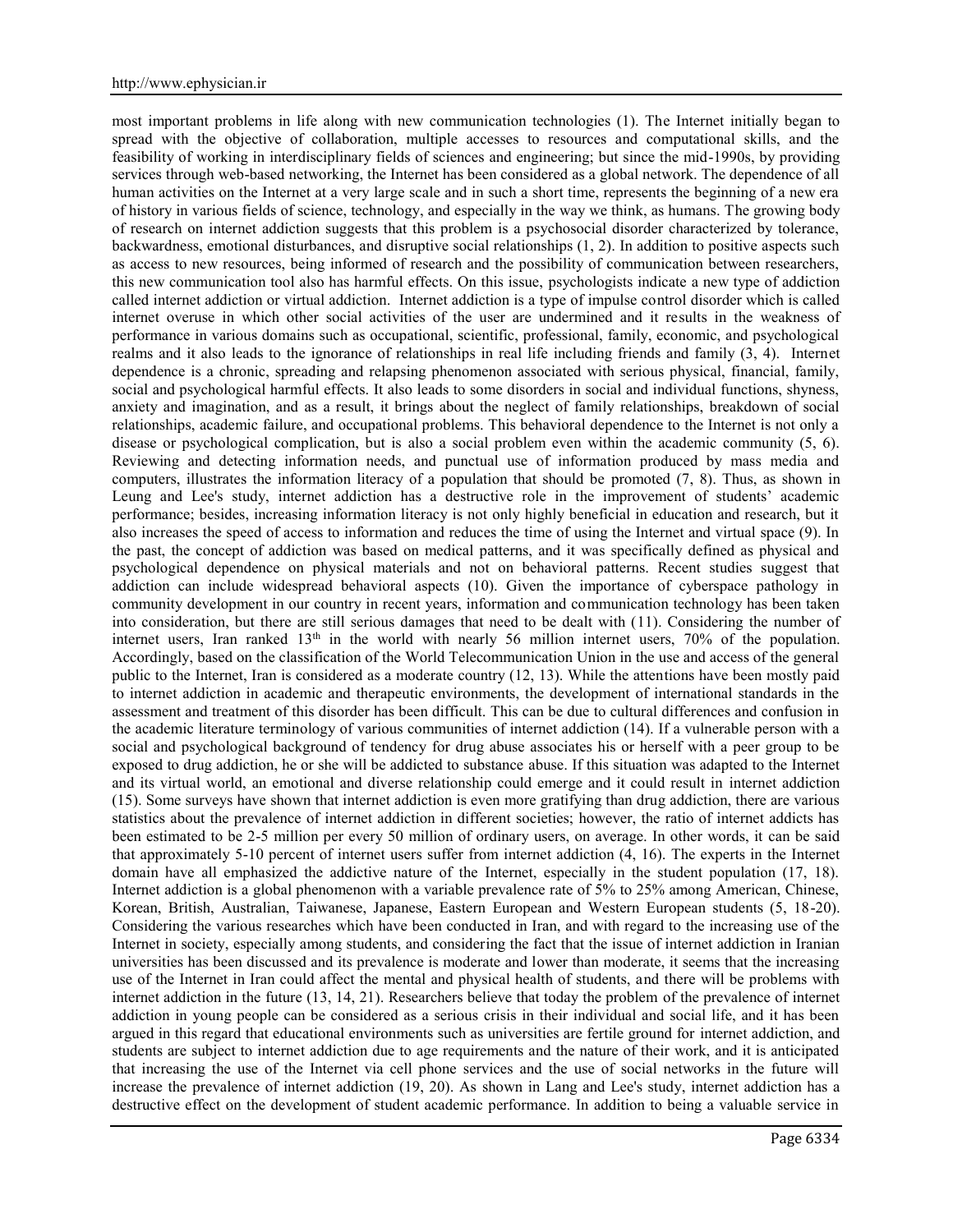most important problems in life along with new communication technologies (1). The Internet initially began to spread with the objective of collaboration, multiple accesses to resources and computational skills, and the feasibility of working in interdisciplinary fields of sciences and engineering; but since the mid-1990s, by providing services through web-based networking, the Internet has been considered as a global network. The dependence of all human activities on the Internet at a very large scale and in such a short time, represents the beginning of a new era of history in various fields of science, technology, and especially in the way we think, as humans. The growing body of research on internet addiction suggests that this problem is a psychosocial disorder characterized by tolerance, backwardness, emotional disturbances, and disruptive social relationships (1, 2). In addition to positive aspects such as access to new resources, being informed of research and the possibility of communication between researchers, this new communication tool also has harmful effects. On this issue, psychologists indicate a new type of addiction called internet addiction or virtual addiction. Internet addiction is a type of impulse control disorder which is called internet overuse in which other social activities of the user are undermined and it results in the weakness of performance in various domains such as occupational, scientific, professional, family, economic, and psychological realms and it also leads to the ignorance of relationships in real life including friends and family (3, 4). Internet dependence is a chronic, spreading and relapsing phenomenon associated with serious physical, financial, family, social and psychological harmful effects. It also leads to some disorders in social and individual functions, shyness, anxiety and imagination, and as a result, it brings about the neglect of family relationships, breakdown of social relationships, academic failure, and occupational problems. This behavioral dependence to the Internet is not only a disease or psychological complication, but is also a social problem even within the academic community (5, 6). Reviewing and detecting information needs, and punctual use of information produced by mass media and computers, illustrates the information literacy of a population that should be promoted (7, 8). Thus, as shown in Leung and Lee's study, internet addiction has a destructive role in the improvement of students' academic performance; besides, increasing information literacy is not only highly beneficial in education and research, but it also increases the speed of access to information and reduces the time of using the Internet and virtual space (9). In the past, the concept of addiction was based on medical patterns, and it was specifically defined as physical and psychological dependence on physical materials and not on behavioral patterns. Recent studies suggest that addiction can include widespread behavioral aspects (10). Given the importance of cyberspace pathology in community development in our country in recent years, information and communication technology has been taken into consideration, but there are still serious damages that need to be dealt with (11). Considering the number of internet users, Iran ranked 13th in the world with nearly 56 million internet users, 70% of the population. Accordingly, based on the classification of the World Telecommunication Union in the use and access of the general public to the Internet, Iran is considered as a moderate country (12, 13). While the attentions have been mostly paid to internet addiction in academic and therapeutic environments, the development of international standards in the assessment and treatment of this disorder has been difficult. This can be due to cultural differences and confusion in the academic literature terminology of various communities of internet addiction (14). If a vulnerable person with a social and psychological background of tendency for drug abuse associates his or herself with a peer group to be exposed to drug addiction, he or she will be addicted to substance abuse. If this situation was adapted to the Internet and its virtual world, an emotional and diverse relationship could emerge and it could result in internet addiction (15). Some surveys have shown that internet addiction is even more gratifying than drug addiction, there are various statistics about the prevalence of internet addiction in different societies; however, the ratio of internet addicts has been estimated to be 2-5 million per every 50 million of ordinary users, on average. In other words, it can be said that approximately 5-10 percent of internet users suffer from internet addiction (4, 16). The experts in the Internet domain have all emphasized the addictive nature of the Internet, especially in the student population (17, 18). Internet addiction is a global phenomenon with a variable prevalence rate of 5% to 25% among American, Chinese, Korean, British, Australian, Taiwanese, Japanese, Eastern European and Western European students (5, 18-20). Considering the various researches which have been conducted in Iran, and with regard to the increasing use of the Internet in society, especially among students, and considering the fact that the issue of internet addiction in Iranian universities has been discussed and its prevalence is moderate and lower than moderate, it seems that the increasing use of the Internet in Iran could affect the mental and physical health of students, and there will be problems with internet addiction in the future (13, 14, 21). Researchers believe that today the problem of the prevalence of internet addiction in young people can be considered as a serious crisis in their individual and social life, and it has been argued in this regard that educational environments such as universities are fertile ground for internet addiction, and students are subject to internet addiction due to age requirements and the nature of their work, and it is anticipated that increasing the use of the Internet via cell phone services and the use of social networks in the future will increase the prevalence of internet addiction (19, 20). As shown in Lang and Lee's study, internet addiction has a destructive effect on the development of student academic performance. In addition to being a valuable service in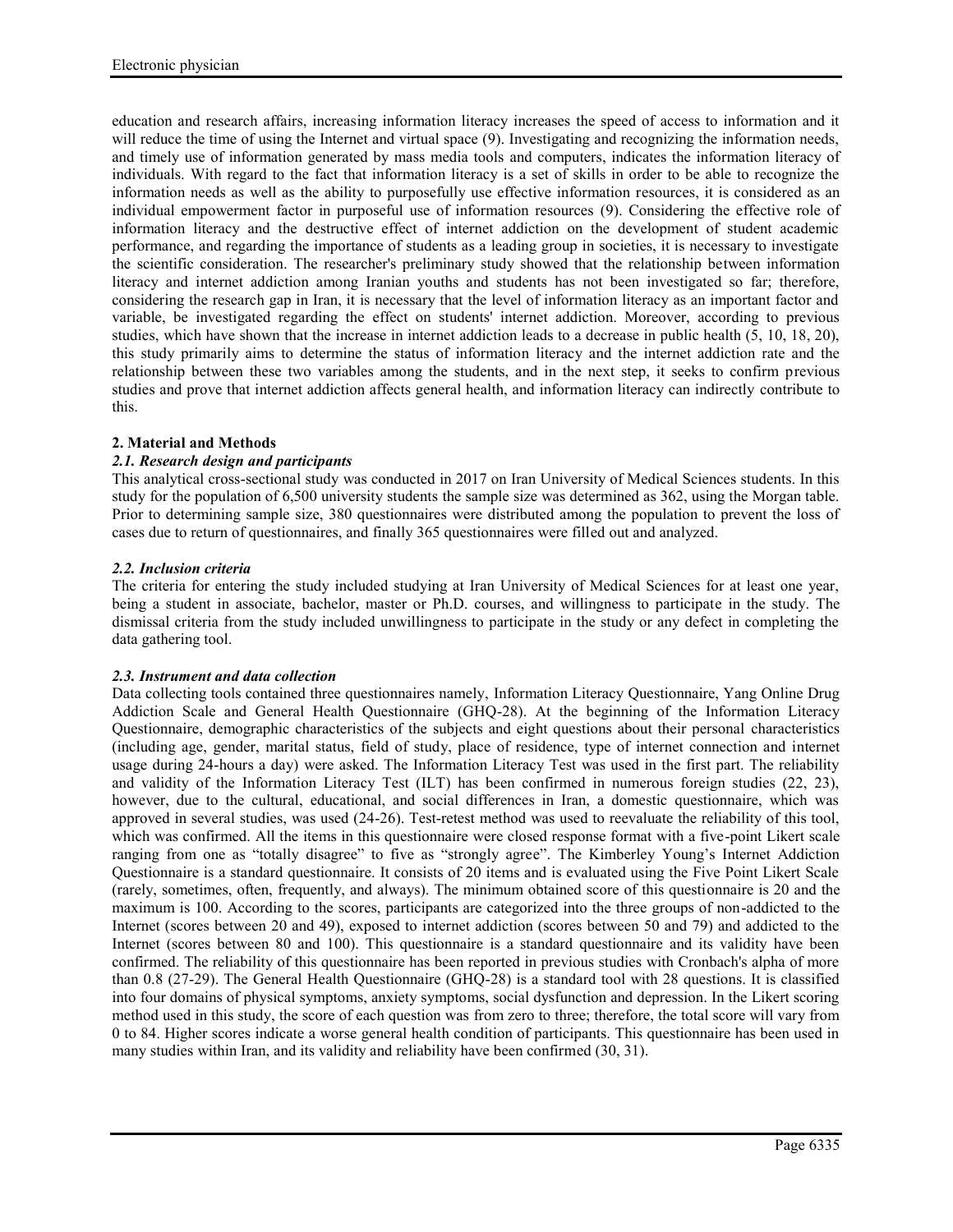education and research affairs, increasing information literacy increases the speed of access to information and it will reduce the time of using the Internet and virtual space (9). Investigating and recognizing the information needs, and timely use of information generated by mass media tools and computers, indicates the information literacy of individuals. With regard to the fact that information literacy is a set of skills in order to be able to recognize the information needs as well as the ability to purposefully use effective information resources, it is considered as an individual empowerment factor in purposeful use of information resources (9). Considering the effective role of information literacy and the destructive effect of internet addiction on the development of student academic performance, and regarding the importance of students as a leading group in societies, it is necessary to investigate the scientific consideration. The researcher's preliminary study showed that the relationship between information literacy and internet addiction among Iranian youths and students has not been investigated so far; therefore, considering the research gap in Iran, it is necessary that the level of information literacy as an important factor and variable, be investigated regarding the effect on students' internet addiction. Moreover, according to previous studies, which have shown that the increase in internet addiction leads to a decrease in public health (5, 10, 18, 20), this study primarily aims to determine the status of information literacy and the internet addiction rate and the relationship between these two variables among the students, and in the next step, it seeks to confirm previous studies and prove that internet addiction affects general health, and information literacy can indirectly contribute to this.

## 2. Material and Methods

### *2.1. Research design and participants*

This analytical cross-sectional study was conducted in 2017 on Iran University of Medical Sciences students. In this study for the population of 6,500 university students the sample size was determined as 362, using the Morgan table. Prior to determining sample size, 380 questionnaires were distributed among the population to prevent the loss of cases due to return of questionnaires, and finally 365 questionnaires were filled out and analyzed.

### *2.2. Inclusion criteria*

The criteria for entering the study included studying at Iran University of Medical Sciences for at least one year, being a student in associate, bachelor, master or Ph.D. courses, and willingness to participate in the study. The dismissal criteria from the study included unwillingness to participate in the study or any defect in completing the data gathering tool.

### *2.3. Instrument and data collection*

Data collecting tools contained three questionnaires namely, Information Literacy Questionnaire, Yang Online Drug Addiction Scale and General Health Questionnaire (GHQ-28). At the beginning of the Information Literacy Questionnaire, demographic characteristics of the subjects and eight questions about their personal characteristics (including age, gender, marital status, field of study, place of residence, type of internet connection and internet usage during 24-hours a day) were asked. The Information Literacy Test was used in the first part. The reliability and validity of the Information Literacy Test (ILT) has been confirmed in numerous foreign studies (22, 23), however, due to the cultural, educational, and social differences in Iran, a domestic questionnaire, which was approved in several studies, was used (24-26). Test-retest method was used to reevaluate the reliability of this tool, which was confirmed. All the items in this questionnaire were closed response format with a five-point Likert scale ranging from one as "totally disagree" to five as "strongly agree". The Kimberley Young's Internet Addiction Questionnaire is a standard questionnaire. It consists of 20 items and is evaluated using the Five Point Likert Scale (rarely, sometimes, often, frequently, and always). The minimum obtained score of this questionnaire is 20 and the maximum is 100. According to the scores, participants are categorized into the three groups of non-addicted to the Internet (scores between 20 and 49), exposed to internet addiction (scores between 50 and 79) and addicted to the Internet (scores between 80 and 100). This questionnaire is a standard questionnaire and its validity have been confirmed. The reliability of this questionnaire has been reported in previous studies with Cronbach's alpha of more than 0.8 (27-29). The General Health Questionnaire (GHQ-28) is a standard tool with 28 questions. It is classified into four domains of physical symptoms, anxiety symptoms, social dysfunction and depression. In the Likert scoring method used in this study, the score of each question was from zero to three; therefore, the total score will vary from 0 to 84. Higher scores indicate a worse general health condition of participants. This questionnaire has been used in many studies within Iran, and its validity and reliability have been confirmed (30, 31).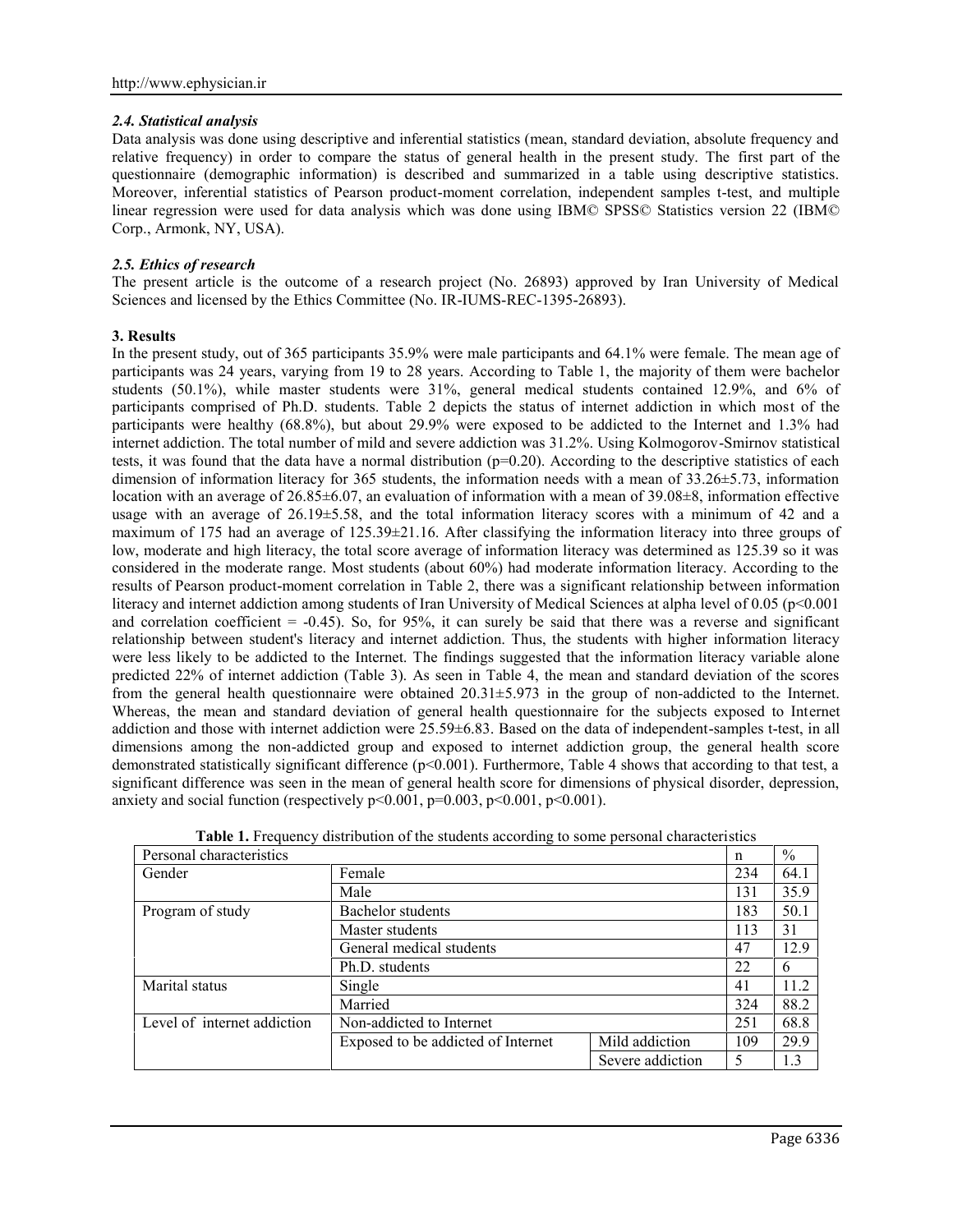### 2.4. Statistical analysis

Data analysis was done using descriptive and inferential statistics (mean, standard deviation, absolute frequency and relative frequency) in order to compare the status of general health in the present study. The first part of the questionnaire (demographic information) is described and summarized in a table using descriptive statistics. Moreover, inferential statistics of Pearson product-moment correlation, independent samples t-test, and multiple linear regression were used for data analysis which was done using IBM© SPSS© Statistics version 22 (IBM© Corp., Armonk, NY, USA).

### 2.5. Ethics of research

The present article is the outcome of a research project (No. 26893) approved by Iran University of Medical Sciences and licensed by the Ethics Committee (No. IR-IUMS-REC-1395-26893).

## 3. Results

In the present study, out of 365 participants 35.9% were male participants and 64.1% were female. The mean age of participants was 24 years, varying from 19 to 28 years. According to Table 1, the majority of them were bachelor students (50.1%), while master students were 31%, general medical students contained 12.9%, and 6% of participants comprised of Ph.D. students. Table 2 depicts the status of internet addiction in which most of the participants were healthy (68.8%), but about 29.9% were exposed to be addicted to the Internet and 1.3% had internet addiction. The total number of mild and severe addiction was 31.2%. Using Kolmogorov-Smirnov statistical tests, it was found that the data have a normal distribution ($p=0.20$). According to the descriptive statistics of each dimension of information literacy for 365 students, the information needs with a mean of $33.26 \pm 5.73$, information location with an average of $26.85 \pm 6.07$, an evaluation of information with a mean of $39.08 \pm 8$, information effective usage with an average of $26.19 \pm 5.58$, and the total information literacy scores with a minimum of 42 and a maximum of 175 had an average of $125.39 \pm 21.16$. After classifying the information literacy into three groups of low, moderate and high literacy, the total score average of information literacy was determined as 125.39 so it was considered in the moderate range. Most students (about 60%) had moderate information literacy. According to the results of Pearson product-moment correlation in Table 2, there was a significant relationship between information literacy and internet addiction among students of Iran University of Medical Sciences at alpha level of 0.05 ($p<0.001$ and correlation coefficient = -0.45). So, for 95%, it can surely be said that there was a reverse and significant relationship between student's literacy and internet addiction. Thus, the students with higher information literacy were less likely to be addicted to the Internet. The findings suggested that the information literacy variable alone predicted 22% of internet addiction (Table 3). As seen in Table 4, the mean and standard deviation of the scores from the general health questionnaire were obtained $20.31 \pm 5.973$ in the group of non-addicted to the Internet. Whereas, the mean and standard deviation of general health questionnaire for the subjects exposed to Internet addiction and those with internet addiction were $25.59 \pm 6.83$. Based on the data of independent-samples t-test, in all dimensions among the non-addicted group and exposed to internet addiction group, the general health score demonstrated statistically significant difference ($p<0.001$). Furthermore, Table 4 shows that according to that test, a significant difference was seen in the mean of general health score for dimensions of physical disorder, depression, anxiety and social function (respectively $p<0.001$, $p=0.003$, $p<0.001$, $p<0.001$).

**Table 1.** Frequency distribution of the students according to some personal characteristics

| Personal characteristics | | | n | % |
|---|---|---|---|---|
| Gender | Female | | 234 | 64.1 |
| | Male | | 131 | 35.9 |
| Program of study | Bachelor students | | 183 | 50.1 |
| | Master students | | 113 | 31 |
| | General medical students | | 47 | 12.9 |
| | Ph.D. students | | 22 | 6 |
| Marital status | Single | | 41 | 11.2 |
| | Married | | 324 | 88.2 |
| Level of internet addiction | Non-addicted to Internet | | 251 | 68.8 |
| | Exposed to be addicted of Internet | Mild addiction | 109 | 29.9 |
| | | Severe addiction | 5 | 1.3 |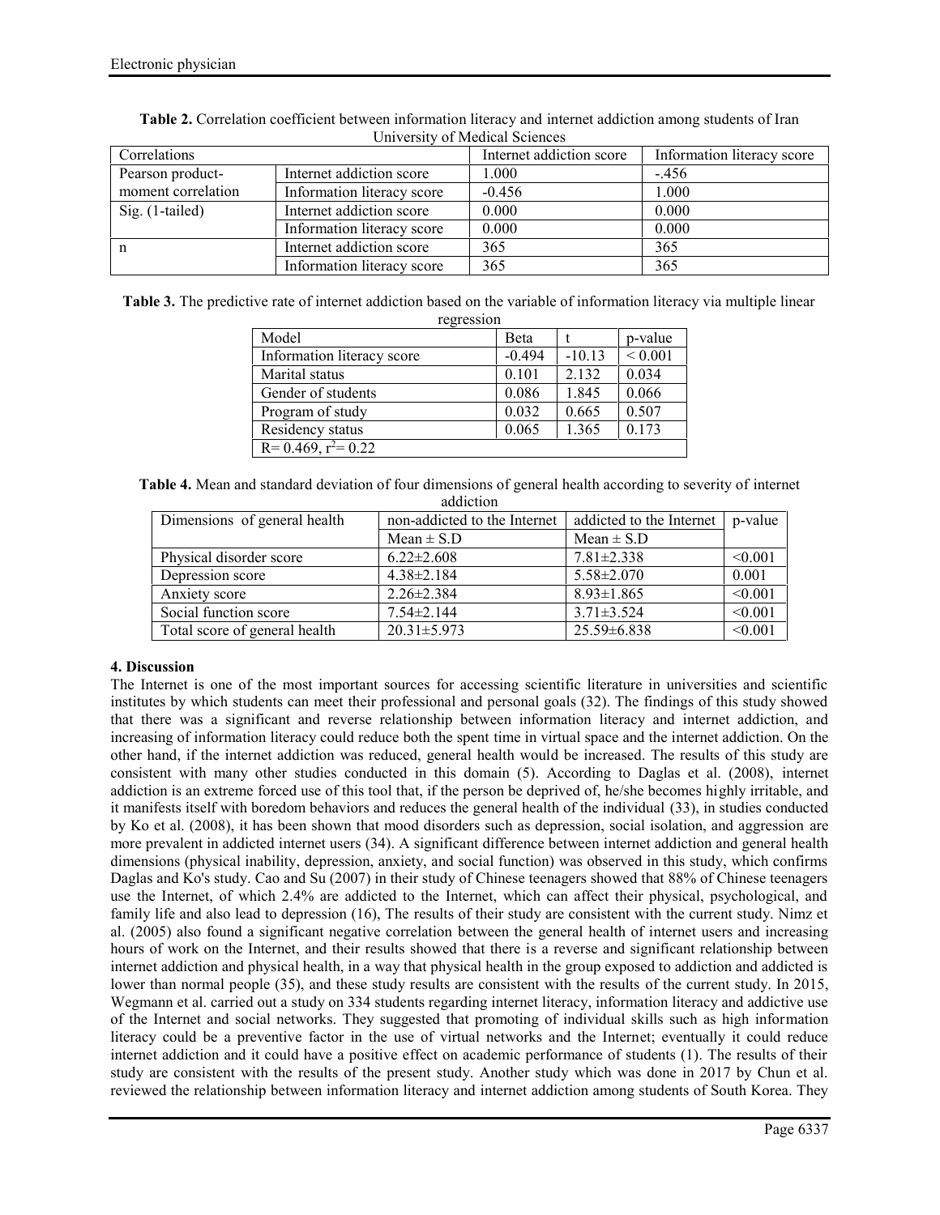**Table 2.** Correlation coefficient between information literacy and internet addiction among students of Iran University of Medical Sciences

| Correlations | | Internet addiction score | Information literacy score |
|---|---|---|---|
| Pearson product-moment correlation | Internet addiction score | 1.000 | -.456 |
| | Information literacy score | -0.456 | 1.000 |
| Sig. (1-tailed) | Internet addiction score | 0.000 | 0.000 |
| | Information literacy score | 0.000 | 0.000 |
| n | Internet addiction score | 365 | 365 |
| | Information literacy score | 365 | 365 |

**Table 3.** The predictive rate of internet addiction based on the variable of information literacy via multiple linear regression

| Model | Beta | t | p-value |
|---|---|---|---|
| Information literacy score | -0.494 | -10.13 | < 0.001 |
| Marital status | 0.101 | 2.132 | 0.034 |
| Gender of students | 0.086 | 1.845 | 0.066 |
| Program of study | 0.032 | 0.665 | 0.507 |
| Residency status | 0.065 | 1.365 | 0.173 |
| R= 0.469, $r^2$= 0.22 | | | |

**Table 4.** Mean and standard deviation of four dimensions of general health according to severity of internet addiction

| Dimensions of general health | non-addicted to the Internet | addicted to the Internet | p-value |
|---|---|---|---|
| | Mean ± S.D | Mean ± S.D | |
| Physical disorder score | 6.22±2.608 | 7.81±2.338 | <0.001 |
| Depression score | 4.38±2.184 | 5.58±2.070 | 0.001 |
| Anxiety score | 2.26±2.384 | 8.93±1.865 | <0.001 |
| Social function score | 7.54±2.144 | 3.71±3.524 | <0.001 |
| Total score of general health | 20.31±5.973 | 25.59±6.838 | <0.001 |

## 4. Discussion

The Internet is one of the most important sources for accessing scientific literature in universities and scientific institutes by which students can meet their professional and personal goals (32). The findings of this study showed that there was a significant and reverse relationship between information literacy and internet addiction, and increasing of information literacy could reduce both the spent time in virtual space and the internet addiction. On the other hand, if the internet addiction was reduced, general health would be increased. The results of this study are consistent with many other studies conducted in this domain (5). According to Daglas et al. (2008), internet addiction is an extreme forced use of this tool that, if the person be deprived of, he/she becomes highly irritable, and it manifests itself with boredom behaviors and reduces the general health of the individual (33), in studies conducted by Ko et al. (2008), it has been shown that mood disorders such as depression, social isolation, and aggression are more prevalent in addicted internet users (34). A significant difference between internet addiction and general health dimensions (physical inability, depression, anxiety, and social function) was observed in this study, which confirms Daglas and Ko's study. Cao and Su (2007) in their study of Chinese teenagers showed that 88% of Chinese teenagers use the Internet, of which 2.4% are addicted to the Internet, which can affect their physical, psychological, and family life and also lead to depression (16), The results of their study are consistent with the current study. Nimz et al. (2005) also found a significant negative correlation between the general health of internet users and increasing hours of work on the Internet, and their results showed that there is a reverse and significant relationship between internet addiction and physical health, in a way that physical health in the group exposed to addiction and addicted is lower than normal people (35), and these study results are consistent with the results of the current study. In 2015, Wegmann et al. carried out a study on 334 students regarding internet literacy, information literacy and addictive use of the Internet and social networks. They suggested that promoting of individual skills such as high information literacy could be a preventive factor in the use of virtual networks and the Internet; eventually it could reduce internet addiction and it could have a positive effect on academic performance of students (1). The results of their study are consistent with the results of the present study. Another study which was done in 2017 by Chun et al. reviewed the relationship between information literacy and internet addiction among students of South Korea. They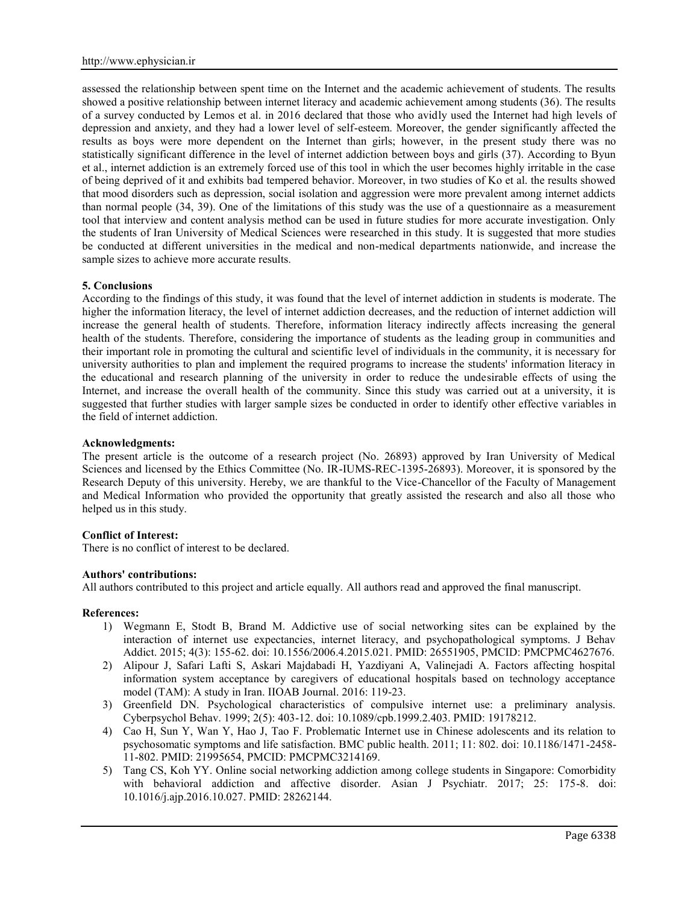assessed the relationship between spent time on the Internet and the academic achievement of students. The results showed a positive relationship between internet literacy and academic achievement among students (36). The results of a survey conducted by Lemos et al. in 2016 declared that those who avidly used the Internet had high levels of depression and anxiety, and they had a lower level of self-esteem. Moreover, the gender significantly affected the results as boys were more dependent on the Internet than girls; however, in the present study there was no statistically significant difference in the level of internet addiction between boys and girls (37). According to Byun et al., internet addiction is an extremely forced use of this tool in which the user becomes highly irritable in the case of being deprived of it and exhibits bad tempered behavior. Moreover, in two studies of Ko et al. the results showed that mood disorders such as depression, social isolation and aggression were more prevalent among internet addicts than normal people (34, 39). One of the limitations of this study was the use of a questionnaire as a measurement tool that interview and content analysis method can be used in future studies for more accurate investigation. Only the students of Iran University of Medical Sciences were researched in this study. It is suggested that more studies be conducted at different universities in the medical and non-medical departments nationwide, and increase the sample sizes to achieve more accurate results.

## 5. Conclusions

According to the findings of this study, it was found that the level of internet addiction in students is moderate. The higher the information literacy, the level of internet addiction decreases, and the reduction of internet addiction will increase the general health of students. Therefore, information literacy indirectly affects increasing the general health of the students. Therefore, considering the importance of students as the leading group in communities and their important role in promoting the cultural and scientific level of individuals in the community, it is necessary for university authorities to plan and implement the required programs to increase the students' information literacy in the educational and research planning of the university in order to reduce the undesirable effects of using the Internet, and increase the overall health of the community. Since this study was carried out at a university, it is suggested that further studies with larger sample sizes be conducted in order to identify other effective variables in the field of internet addiction.

**Acknowledgments:**

The present article is the outcome of a research project (No. 26893) approved by Iran University of Medical Sciences and licensed by the Ethics Committee (No. IR-IUMS-REC-1395-26893). Moreover, it is sponsored by the Research Deputy of this university. Hereby, we are thankful to the Vice-Chancellor of the Faculty of Management and Medical Information who provided the opportunity that greatly assisted the research and also all those who helped us in this study.

**Conflict of Interest:**

There is no conflict of interest to be declared.

**Authors' contributions:**

All authors contributed to this project and article equally. All authors read and approved the final manuscript.

**References:**

1) Wegmann E, Stodt B, Brand M. Addictive use of social networking sites can be explained by the interaction of internet use expectancies, internet literacy, and psychopathological symptoms. J Behav Addict. 2015; 4(3): 155-62. doi: 10.1556/2006.4.2015.021. PMID: 26551905, PMCID: PMCPMC4627676.
2) Alipour J, Safari Lafti S, Askari Majdabadi H, Yazdiyani A, Valinejadi A. Factors affecting hospital information system acceptance by caregivers of educational hospitals based on technology acceptance model (TAM): A study in Iran. IIOAB Journal. 2016: 119-23.
3) Greenfield DN. Psychological characteristics of compulsive internet use: a preliminary analysis. Cyberpsychol Behav. 1999; 2(5): 403-12. doi: 10.1089/cpb.1999.2.403. PMID: 19178212.
4) Cao H, Sun Y, Wan Y, Hao J, Tao F. Problematic Internet use in Chinese adolescents and its relation to psychosomatic symptoms and life satisfaction. BMC public health. 2011; 11: 802. doi: 10.1186/1471-2458-11-802. PMID: 21995654, PMCID: PMCPMC3214169.
5) Tang CS, Koh YY. Online social networking addiction among college students in Singapore: Comorbidity with behavioral addiction and affective disorder. Asian J Psychiatr. 2017; 25: 175-8. doi: 10.1016/j.ajp.2016.10.027. PMID: 28262144.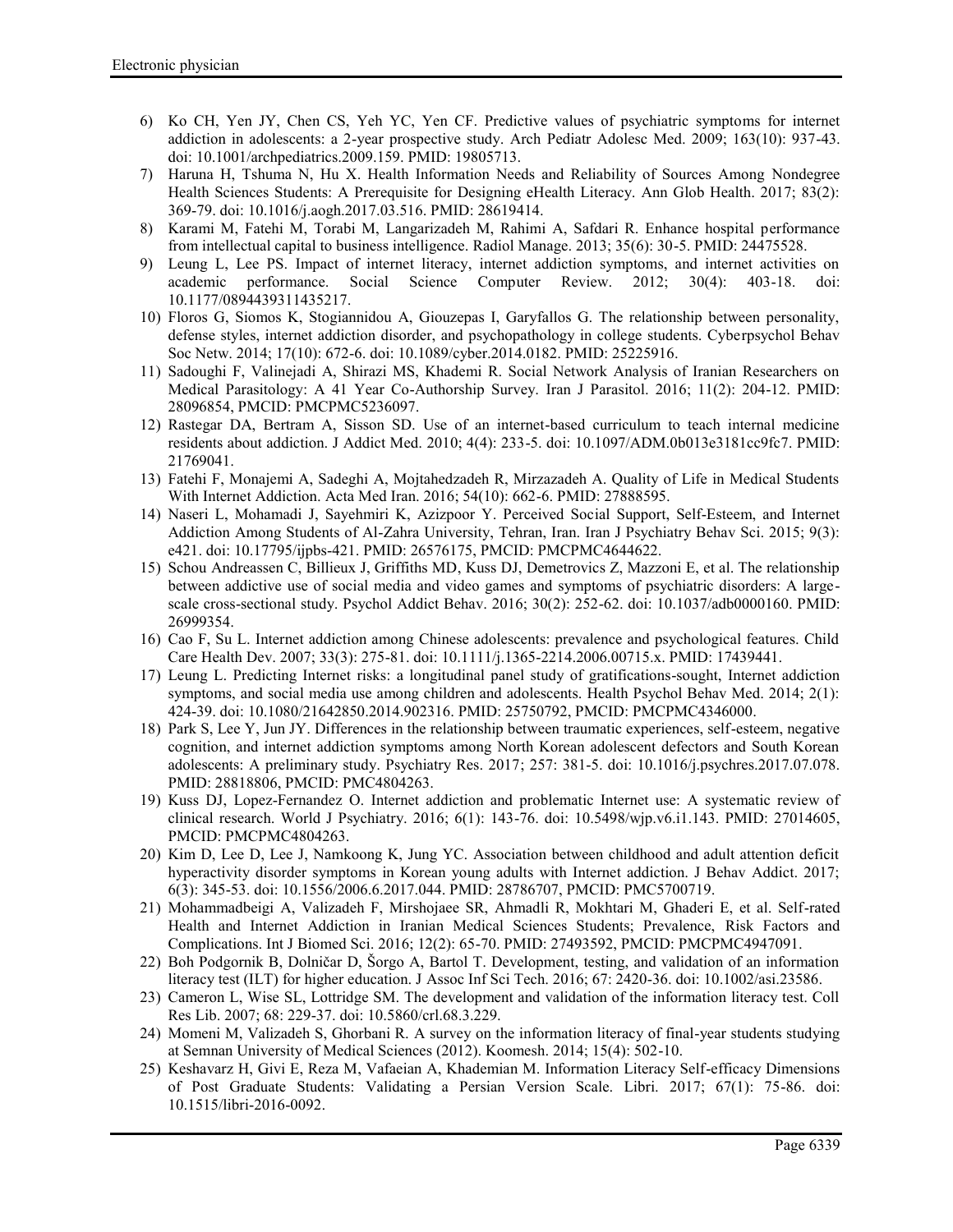6) Ko CH, Yen JY, Chen CS, Yeh YC, Yen CF. Predictive values of psychiatric symptoms for internet addiction in adolescents: a 2-year prospective study. Arch Pediatr Adolesc Med. 2009; 163(10): 937-43. doi: 10.1001/archpediatrics.2009.159. PMID: 19805713.
7) Haruna H, Tshuma N, Hu X. Health Information Needs and Reliability of Sources Among Nondegree Health Sciences Students: A Prerequisite for Designing eHealth Literacy. Ann Glob Health. 2017; 83(2): 369-79. doi: 10.1016/j.aogh.2017.03.516. PMID: 28619414.
8) Karami M, Fatehi M, Torabi M, Langarizadeh M, Rahimi A, Safdari R. Enhance hospital performance from intellectual capital to business intelligence. Radiol Manage. 2013; 35(6): 30-5. PMID: 24475528.
9) Leung L, Lee PS. Impact of internet literacy, internet addiction symptoms, and internet activities on academic performance. Social Science Computer Review. 2012; 30(4): 403-18. doi: 10.1177/0894439311435217.
10) Floros G, Siomos K, Stogiannidou A, Giouzepas I, Garyfallos G. The relationship between personality, defense styles, internet addiction disorder, and psychopathology in college students. Cyberpsychol Behav Soc Netw. 2014; 17(10): 672-6. doi: 10.1089/cyber.2014.0182. PMID: 25225916.
11) Sadoughi F, Valinejadi A, Shirazi MS, Khademi R. Social Network Analysis of Iranian Researchers on Medical Parasitology: A 41 Year Co-Authorship Survey. Iran J Parasitol. 2016; 11(2): 204-12. PMID: 28096854, PMCID: PMCPMC5236097.
12) Rastegar DA, Bertram A, Sisson SD. Use of an internet-based curriculum to teach internal medicine residents about addiction. J Addict Med. 2010; 4(4): 233-5. doi: 10.1097/ADM.0b013e3181cc9fc7. PMID: 21769041.
13) Fatehi F, Monajemi A, Sadeghi A, Mojtahedzadeh R, Mirzazadeh A. Quality of Life in Medical Students With Internet Addiction. Acta Med Iran. 2016; 54(10): 662-6. PMID: 27888595.
14) Naseri L, Mohamadi J, Sayehmiri K, Azizpoor Y. Perceived Social Support, Self-Esteem, and Internet Addiction Among Students of Al-Zahra University, Tehran, Iran. Iran J Psychiatry Behav Sci. 2015; 9(3): e421. doi: 10.17795/ijpbs-421. PMID: 26576175, PMCID: PMCPMC4644622.
15) Schou Andreassen C, Billieux J, Griffiths MD, Kuss DJ, Demetrovics Z, Mazzoni E, et al. The relationship between addictive use of social media and video games and symptoms of psychiatric disorders: A large-scale cross-sectional study. Psychol Addict Behav. 2016; 30(2): 252-62. doi: 10.1037/adb0000160. PMID: 26999354.
16) Cao F, Su L. Internet addiction among Chinese adolescents: prevalence and psychological features. Child Care Health Dev. 2007; 33(3): 275-81. doi: 10.1111/j.1365-2214.2006.00715.x. PMID: 17439441.
17) Leung L. Predicting Internet risks: a longitudinal panel study of gratifications-sought, Internet addiction symptoms, and social media use among children and adolescents. Health Psychol Behav Med. 2014; 2(1): 424-39. doi: 10.1080/21642850.2014.902316. PMID: 25750792, PMCID: PMCPMC4346000.
18) Park S, Lee Y, Jun JY. Differences in the relationship between traumatic experiences, self-esteem, negative cognition, and internet addiction symptoms among North Korean adolescent defectors and South Korean adolescents: A preliminary study. Psychiatry Res. 2017; 257: 381-5. doi: 10.1016/j.psychres.2017.07.078. PMID: 28818806, PMCID: PMC4804263.
19) Kuss DJ, Lopez-Fernandez O. Internet addiction and problematic Internet use: A systematic review of clinical research. World J Psychiatry. 2016; 6(1): 143-76. doi: 10.5498/wjp.v6.i1.143. PMID: 27014605, PMCID: PMCPMC4804263.
20) Kim D, Lee D, Lee J, Namkoong K, Jung YC. Association between childhood and adult attention deficit hyperactivity disorder symptoms in Korean young adults with Internet addiction. J Behav Addict. 2017; 6(3): 345-53. doi: 10.1556/2006.6.2017.044. PMID: 28786707, PMCID: PMC5700719.
21) Mohammadbeigi A, Valizadeh F, Mirshojaee SR, Ahmadli R, Mokhtari M, Ghaderi E, et al. Self-rated Health and Internet Addiction in Iranian Medical Sciences Students; Prevalence, Risk Factors and Complications. Int J Biomed Sci. 2016; 12(2): 65-70. PMID: 27493592, PMCID: PMCPMC4947091.
22) Boh Podgornik B, Dolničar D, Šorgo A, Bartol T. Development, testing, and validation of an information literacy test (ILT) for higher education. J Assoc Inf Sci Tech. 2016; 67: 2420-36. doi: 10.1002/asi.23586.
23) Cameron L, Wise SL, Lottridge SM. The development and validation of the information literacy test. Coll Res Lib. 2007; 68: 229-37. doi: 10.5860/crl.68.3.229.
24) Momeni M, Valizadeh S, Ghorbani R. A survey on the information literacy of final-year students studying at Semnan University of Medical Sciences (2012). Koomesh. 2014; 15(4): 502-10.
25) Keshavarz H, Givi E, Reza M, Vafaeian A, Khademian M. Information Literacy Self-efficacy Dimensions of Post Graduate Students: Validating a Persian Version Scale. Libri. 2017; 67(1): 75-86. doi: 10.1515/libri-2016-0092.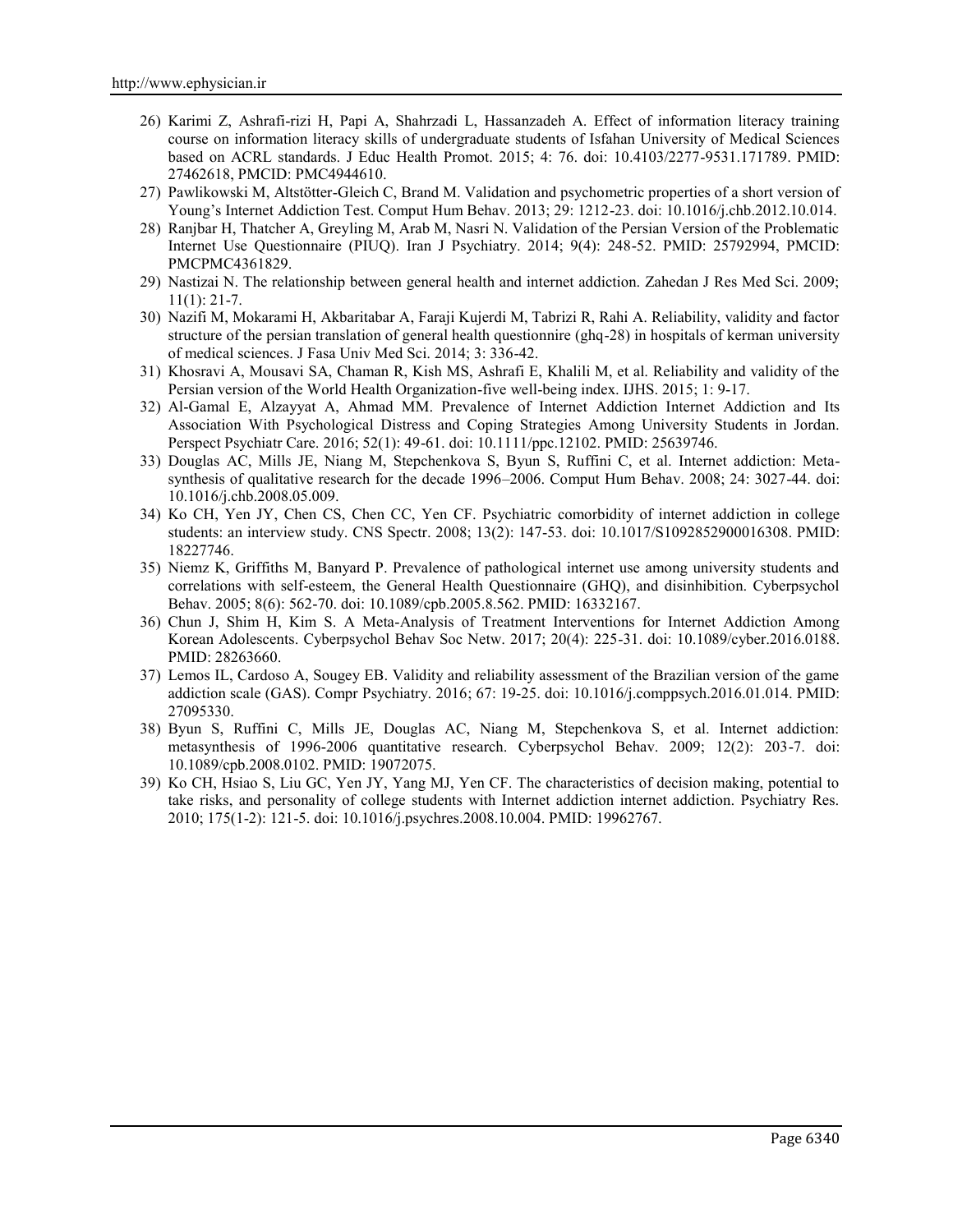26) Karimi Z, Ashrafi-rizi H, Papi A, Shahrzadi L, Hassanzadeh A. Effect of information literacy training course on information literacy skills of undergraduate students of Isfahan University of Medical Sciences based on ACRL standards. J Educ Health Promot. 2015; 4: 76. doi: 10.4103/2277-9531.171789. PMID: 27462618, PMCID: PMC4944610.
27) Pawlikowski M, Altstötter-Gleich C, Brand M. Validation and psychometric properties of a short version of Young's Internet Addiction Test. Comput Hum Behav. 2013; 29: 1212-23. doi: 10.1016/j.chb.2012.10.014.
28) Ranjbar H, Thatcher A, Greyling M, Arab M, Nasri N. Validation of the Persian Version of the Problematic Internet Use Questionnaire (PIUQ). Iran J Psychiatry. 2014; 9(4): 248-52. PMID: 25792994, PMCID: PMCPMC4361829.
29) Nastizai N. The relationship between general health and internet addiction. Zahedan J Res Med Sci. 2009; 11(1): 21-7.
30) Nazifi M, Mokarami H, Akbaritabar A, Faraji Kujerdi M, Tabrizi R, Rahi A. Reliability, validity and factor structure of the persian translation of general health questionnire (ghq-28) in hospitals of kerman university of medical sciences. J Fasa Univ Med Sci. 2014; 3: 336-42.
31) Khosravi A, Mousavi SA, Chaman R, Kish MS, Ashrafi E, Khalili M, et al. Reliability and validity of the Persian version of the World Health Organization-five well-being index. IJHS. 2015; 1: 9-17.
32) Al-Gamal E, Alzayyat A, Ahmad MM. Prevalence of Internet Addiction Internet Addiction and Its Association With Psychological Distress and Coping Strategies Among University Students in Jordan. Perspect Psychiatr Care. 2016; 52(1): 49-61. doi: 10.1111/ppc.12102. PMID: 25639746.
33) Douglas AC, Mills JE, Niang M, Stepchenkova S, Byun S, Ruffini C, et al. Internet addiction: Meta-synthesis of qualitative research for the decade 1996–2006. Comput Hum Behav. 2008; 24: 3027-44. doi: 10.1016/j.chb.2008.05.009.
34) Ko CH, Yen JY, Chen CS, Chen CC, Yen CF. Psychiatric comorbidity of internet addiction in college students: an interview study. CNS Spectr. 2008; 13(2): 147-53. doi: 10.1017/S1092852900016308. PMID: 18227746.
35) Niemz K, Griffiths M, Banyard P. Prevalence of pathological internet use among university students and correlations with self-esteem, the General Health Questionnaire (GHQ), and disinhibition. Cyberpsychol Behav. 2005; 8(6): 562-70. doi: 10.1089/cpb.2005.8.562. PMID: 16332167.
36) Chun J, Shim H, Kim S. A Meta-Analysis of Treatment Interventions for Internet Addiction Among Korean Adolescents. Cyberpsychol Behav Soc Netw. 2017; 20(4): 225-31. doi: 10.1089/cyber.2016.0188. PMID: 28263660.
37) Lemos IL, Cardoso A, Sougey EB. Validity and reliability assessment of the Brazilian version of the game addiction scale (GAS). Compr Psychiatry. 2016; 67: 19-25. doi: 10.1016/j.comppsych.2016.01.014. PMID: 27095330.
38) Byun S, Ruffini C, Mills JE, Douglas AC, Niang M, Stepchenkova S, et al. Internet addiction: metasynthesis of 1996-2006 quantitative research. Cyberpsychol Behav. 2009; 12(2): 203-7. doi: 10.1089/cpb.2008.0102. PMID: 19072075.
39) Ko CH, Hsiao S, Liu GC, Yen JY, Yang MJ, Yen CF. The characteristics of decision making, potential to take risks, and personality of college students with Internet addiction internet addiction. Psychiatry Res. 2010; 175(1-2): 121-5. doi: 10.1016/j.psychres.2008.10.004. PMID: 19962767.